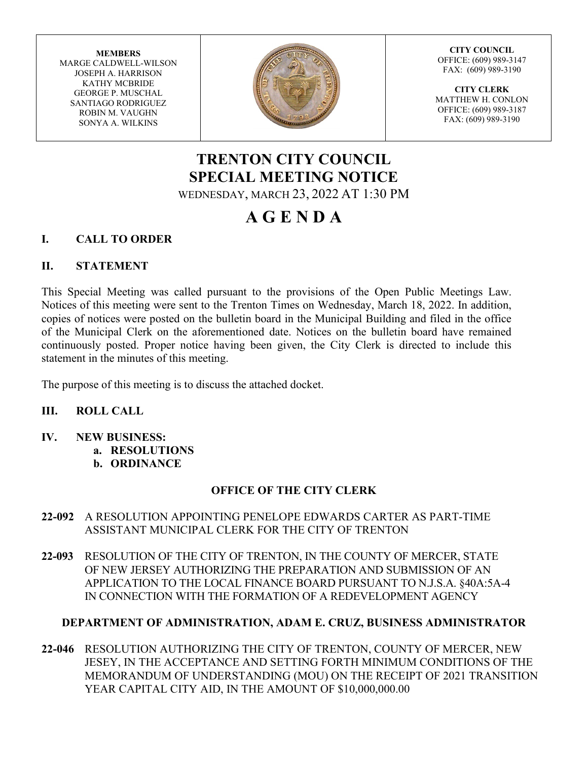| MEMBERS | | CITY COUNCIL |
|---|---|---|
| MARGE CALDWELL-WILSON<br>JOSEPH A. HARRISON<br>KATHY MCBRIDE<br>GEORGE P. MUSCHAL<br>SANTIAGO RODRIGUEZ<br>ROBIN M. VAUGHN<br>SONYA A. WILKINS | | OFFICE: (609) 989-3147<br>FAX: (609) 989-3190<br><br>**CITY CLERK**<br>MATTHEW H. CONLON<br>OFFICE: (609) 989-3187<br>FAX: (609) 989-3190 |

# TRENTON CITY COUNCIL
# SPECIAL MEETING NOTICE

WEDNESDAY, MARCH 23, 2022 AT 1:30 PM

# A G E N D A

## I. CALL TO ORDER

## II. STATEMENT

This Special Meeting was called pursuant to the provisions of the Open Public Meetings Law. Notices of this meeting were sent to the Trenton Times on Wednesday, March 18, 2022. In addition, copies of notices were posted on the bulletin board in the Municipal Building and filed in the office of the Municipal Clerk on the aforementioned date. Notices on the bulletin board have remained continuously posted. Proper notice having been given, the City Clerk is directed to include this statement in the minutes of this meeting.

The purpose of this meeting is to discuss the attached docket.

## III. ROLL CALL

## IV. NEW BUSINESS:

a. **RESOLUTIONS**
b. **ORDINANCE**

### OFFICE OF THE CITY CLERK

**22-092** A RESOLUTION APPOINTING PENELOPE EDWARDS CARTER AS PART-TIME ASSISTANT MUNICIPAL CLERK FOR THE CITY OF TRENTON

**22-093** RESOLUTION OF THE CITY OF TRENTON, IN THE COUNTY OF MERCER, STATE OF NEW JERSEY AUTHORIZING THE PREPARATION AND SUBMISSION OF AN APPLICATION TO THE LOCAL FINANCE BOARD PURSUANT TO N.J.S.A. §40A:5A-4 IN CONNECTION WITH THE FORMATION OF A REDEVELOPMENT AGENCY

### DEPARTMENT OF ADMINISTRATION, ADAM E. CRUZ, BUSINESS ADMINISTRATOR

**22-046** RESOLUTION AUTHORIZING THE CITY OF TRENTON, COUNTY OF MERCER, NEW JESEY, IN THE ACCEPTANCE AND SETTING FORTH MINIMUM CONDITIONS OF THE MEMORANDUM OF UNDERSTANDING (MOU) ON THE RECEIPT OF 2021 TRANSITION YEAR CAPITAL CITY AID, IN THE AMOUNT OF $10,000,000.00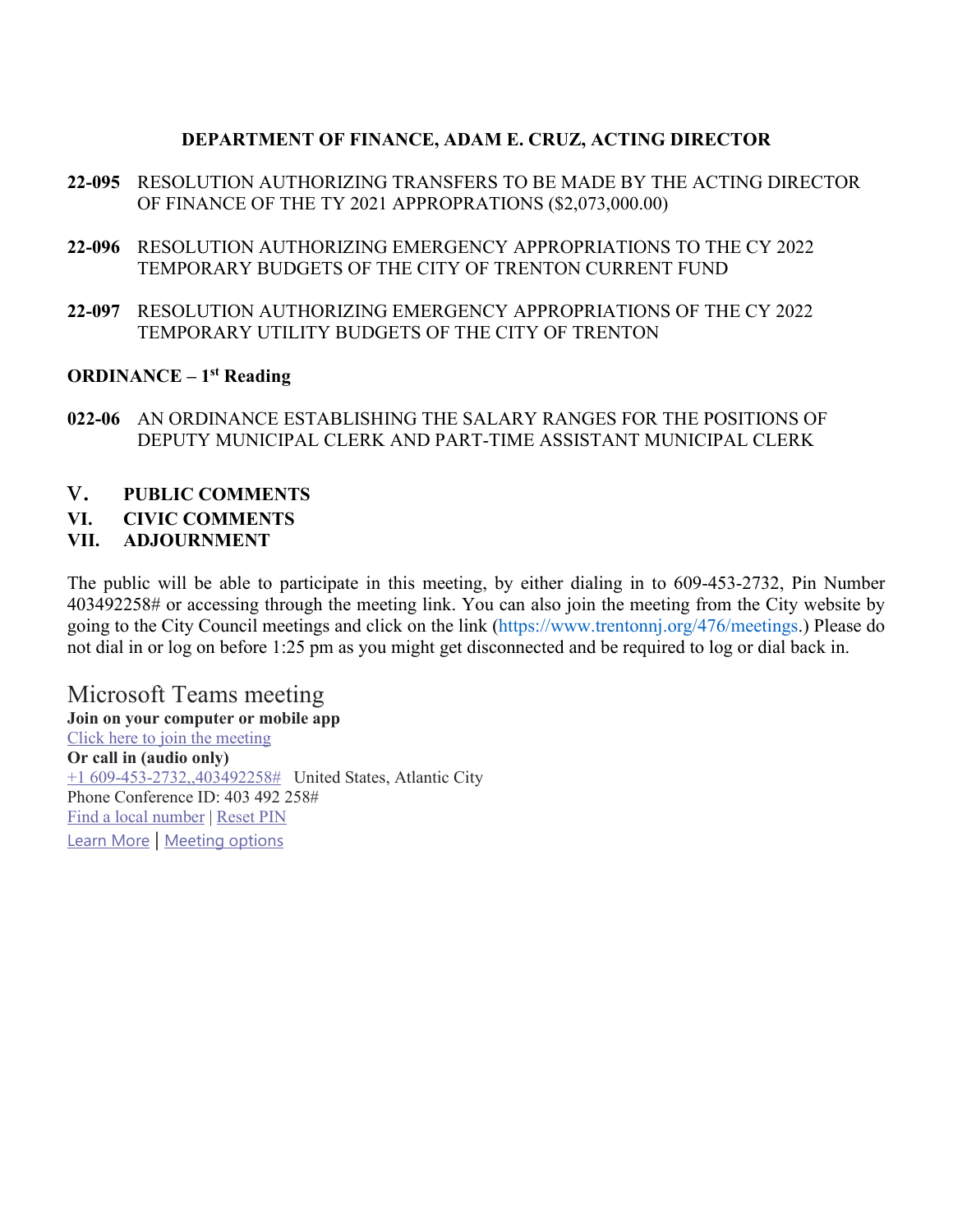**DEPARTMENT OF FINANCE, ADAM E. CRUZ, ACTING DIRECTOR**

**22-095** RESOLUTION AUTHORIZING TRANSFERS TO BE MADE BY THE ACTING DIRECTOR OF FINANCE OF THE TY 2021 APPROPRATIONS ($2,073,000.00)

**22-096** RESOLUTION AUTHORIZING EMERGENCY APPROPRIATIONS TO THE CY 2022 TEMPORARY BUDGETS OF THE CITY OF TRENTON CURRENT FUND

**22-097** RESOLUTION AUTHORIZING EMERGENCY APPROPRIATIONS OF THE CY 2022 TEMPORARY UTILITY BUDGETS OF THE CITY OF TRENTON

**ORDINANCE – 1st Reading**

**022-06** AN ORDINANCE ESTABLISHING THE SALARY RANGES FOR THE POSITIONS OF DEPUTY MUNICIPAL CLERK AND PART-TIME ASSISTANT MUNICIPAL CLERK

**V. PUBLIC COMMENTS**

**VI. CIVIC COMMENTS**

**VII. ADJOURNMENT**

The public will be able to participate in this meeting, by either dialing in to 609-453-2732, Pin Number 403492258# or accessing through the meeting link. You can also join the meeting from the City website by going to the City Council meetings and click on the link (https://www.trentonnj.org/476/meetings.) Please do not dial in or log on before 1:25 pm as you might get disconnected and be required to log or dial back in.

Microsoft Teams meeting

**Join on your computer or mobile app**

Click here to join the meeting

**Or call in (audio only)**

+1 609-453-2732,,403492258# United States, Atlantic City

Phone Conference ID: 403 492 258#

Find a local number | Reset PIN

Learn More | Meeting options